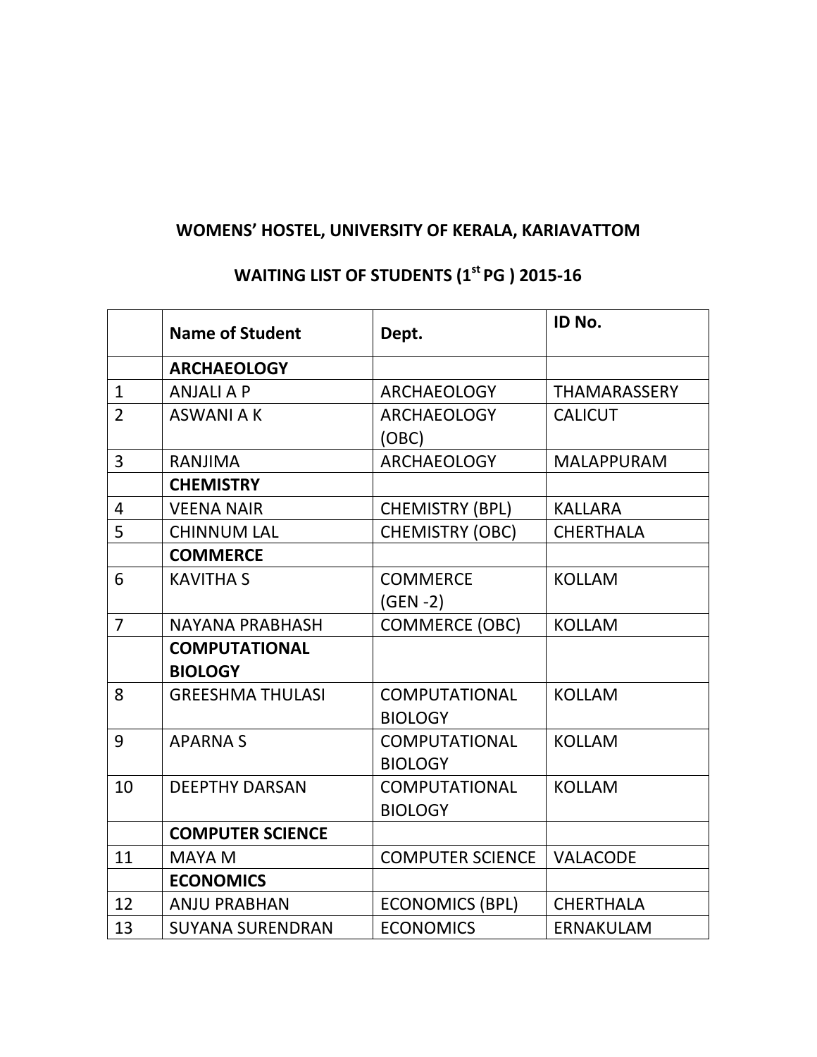## WOMENS' HOSTEL, UNIVERSITY OF KERALA, KARIAVATTOM

## WAITING LIST OF STUDENTS (1st PG ) 2015-16

| | Name of Student | Dept. | ID No. |
|---|---|---|---|
| | **ARCHAEOLOGY** | | |
| 1 | ANJALI A P | ARCHAEOLOGY | THAMARASSERY |
| 2 | ASWANI A K | ARCHAEOLOGY (OBC) | CALICUT |
| 3 | RANJIMA | ARCHAEOLOGY | MALAPPURAM |
| | **CHEMISTRY** | | |
| 4 | VEENA NAIR | CHEMISTRY (BPL) | KALLARA |
| 5 | CHINNUM LAL | CHEMISTRY (OBC) | CHERTHALA |
| | **COMMERCE** | | |
| 6 | KAVITHA S | COMMERCE (GEN -2) | KOLLAM |
| 7 | NAYANA PRABHASH | COMMERCE (OBC) | KOLLAM |
| | **COMPUTATIONAL BIOLOGY** | | |
| 8 | GREESHMA THULASI | COMPUTATIONAL BIOLOGY | KOLLAM |
| 9 | APARNA S | COMPUTATIONAL BIOLOGY | KOLLAM |
| 10 | DEEPTHY DARSAN | COMPUTATIONAL BIOLOGY | KOLLAM |
| | **COMPUTER SCIENCE** | | |
| 11 | MAYA M | COMPUTER SCIENCE | VALACODE |
| | **ECONOMICS** | | |
| 12 | ANJU PRABHAN | ECONOMICS (BPL) | CHERTHALA |
| 13 | SUYANA SURENDRAN | ECONOMICS | ERNAKULAM |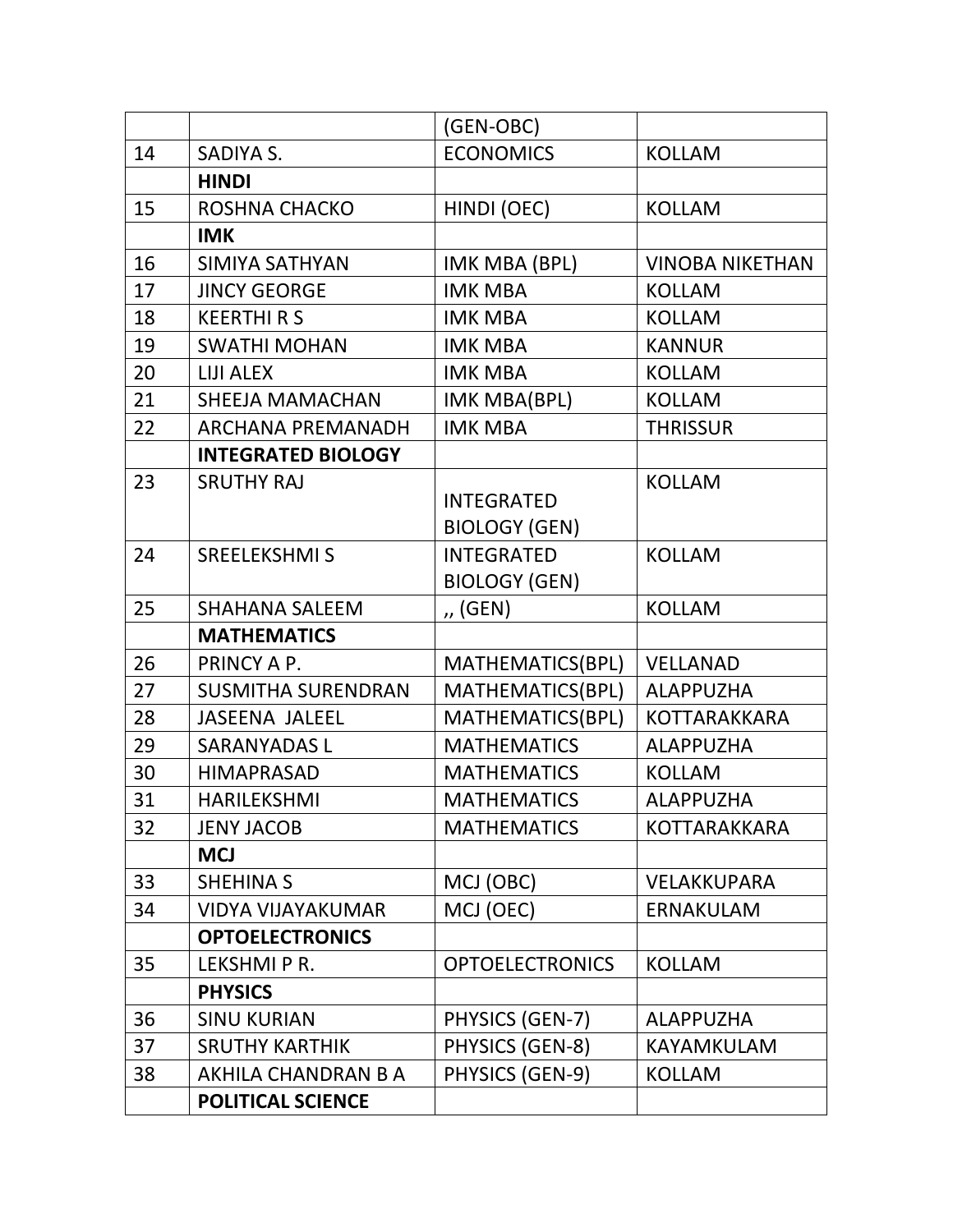| | | | |
|---|---|---|---|
| | | (GEN-OBC) | |
| 14 | SADIYA S. | ECONOMICS | KOLLAM |
| | **HINDI** | | |
| 15 | ROSHNA CHACKO | HINDI (OEC) | KOLLAM |
| | **IMK** | | |
| 16 | SIMIYA SATHYAN | IMK MBA (BPL) | VINOBA NIKETHAN |
| 17 | JINCY GEORGE | IMK MBA | KOLLAM |
| 18 | KEERTHI R S | IMK MBA | KOLLAM |
| 19 | SWATHI MOHAN | IMK MBA | KANNUR |
| 20 | LIJI ALEX | IMK MBA | KOLLAM |
| 21 | SHEEJA MAMACHAN | IMK MBA(BPL) | KOLLAM |
| 22 | ARCHANA PREMANADH | IMK MBA | THRISSUR |
| | **INTEGRATED BIOLOGY** | | |
| 23 | SRUTHY RAJ | INTEGRATED BIOLOGY (GEN) | KOLLAM |
| 24 | SREELEKSHMI S | INTEGRATED BIOLOGY (GEN) | KOLLAM |
| 25 | SHAHANA SALEEM | ,, (GEN) | KOLLAM |
| | **MATHEMATICS** | | |
| 26 | PRINCY A P. | MATHEMATICS(BPL) | VELLANAD |
| 27 | SUSMITHA SURENDRAN | MATHEMATICS(BPL) | ALAPPUZHA |
| 28 | JASEENA JALEEL | MATHEMATICS(BPL) | KOTTARAKKARA |
| 29 | SARANYADAS L | MATHEMATICS | ALAPPUZHA |
| 30 | HIMAPRASAD | MATHEMATICS | KOLLAM |
| 31 | HARILEKSHMI | MATHEMATICS | ALAPPUZHA |
| 32 | JENY JACOB | MATHEMATICS | KOTTARAKKARA |
| | **MCJ** | | |
| 33 | SHEHINA S | MCJ (OBC) | VELAKKUPARA |
| 34 | VIDYA VIJAYAKUMAR | MCJ (OEC) | ERNAKULAM |
| | **OPTOELECTRONICS** | | |
| 35 | LEKSHMI P R. | OPTOELECTRONICS | KOLLAM |
| | **PHYSICS** | | |
| 36 | SINU KURIAN | PHYSICS (GEN-7) | ALAPPUZHA |
| 37 | SRUTHY KARTHIK | PHYSICS (GEN-8) | KAYAMKULAM |
| 38 | AKHILA CHANDRAN B A | PHYSICS (GEN-9) | KOLLAM |
| | **POLITICAL SCIENCE** | | |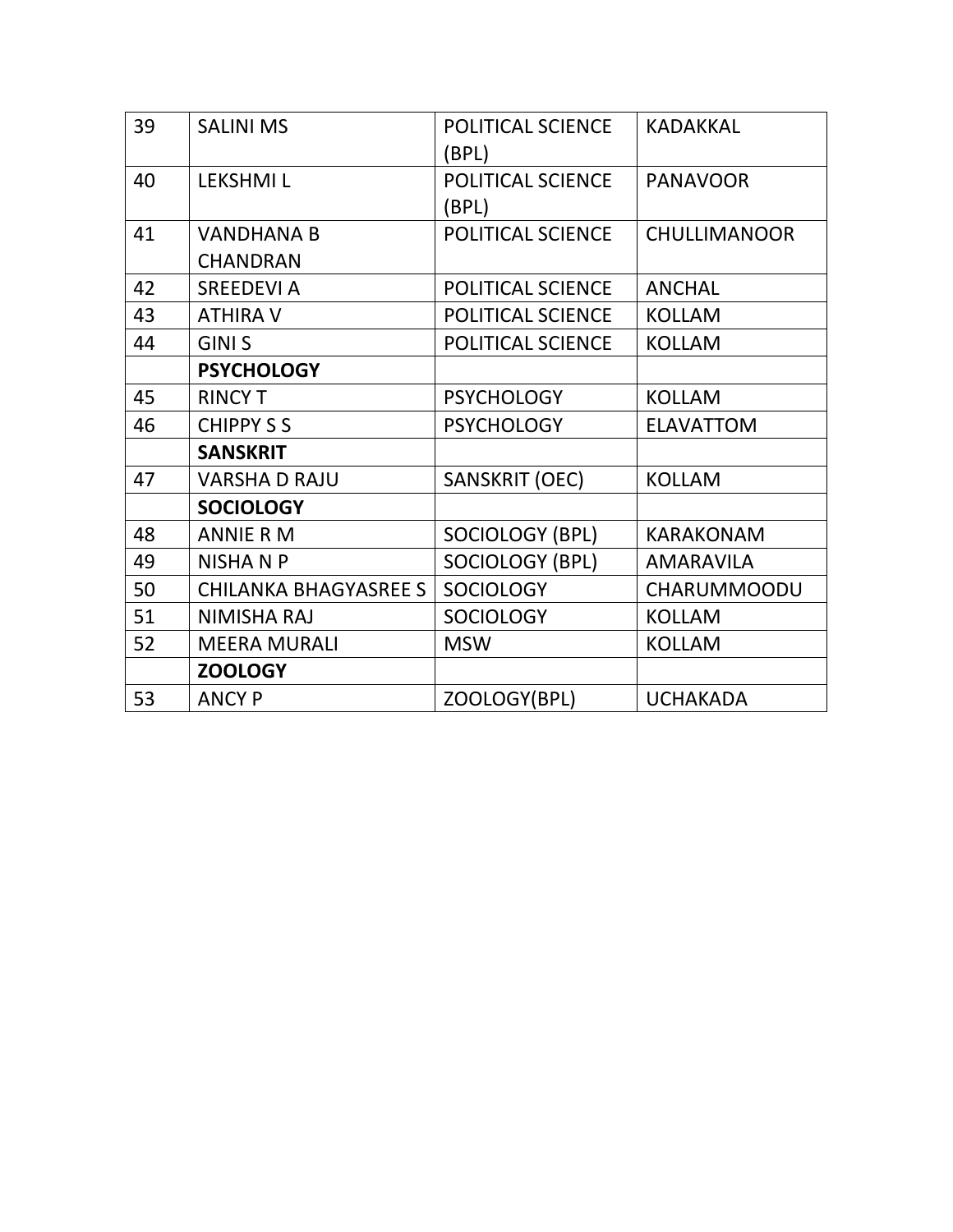| | | | |
|---|---|---|---|
| 39 | SALINI MS | POLITICAL SCIENCE (BPL) | KADAKKAL |
| 40 | LEKSHMI L | POLITICAL SCIENCE (BPL) | PANAVOOR |
| 41 | VANDHANA B CHANDRAN | POLITICAL SCIENCE | CHULLIMANOOR |
| 42 | SREEDEVI A | POLITICAL SCIENCE | ANCHAL |
| 43 | ATHIRA V | POLITICAL SCIENCE | KOLLAM |
| 44 | GINI S | POLITICAL SCIENCE | KOLLAM |
| | **PSYCHOLOGY** | | |
| 45 | RINCY T | PSYCHOLOGY | KOLLAM |
| 46 | CHIPPY S S | PSYCHOLOGY | ELAVATTOM |
| | **SANSKRIT** | | |
| 47 | VARSHA D RAJU | SANSKRIT (OEC) | KOLLAM |
| | **SOCIOLOGY** | | |
| 48 | ANNIE R M | SOCIOLOGY (BPL) | KARAKONAM |
| 49 | NISHA N P | SOCIOLOGY (BPL) | AMARAVILA |
| 50 | CHILANKA BHAGYASREE S | SOCIOLOGY | CHARUMMOODU |
| 51 | NIMISHA RAJ | SOCIOLOGY | KOLLAM |
| 52 | MEERA MURALI | MSW | KOLLAM |
| | **ZOOLOGY** | | |
| 53 | ANCY P | ZOOLOGY(BPL) | UCHAKADA |